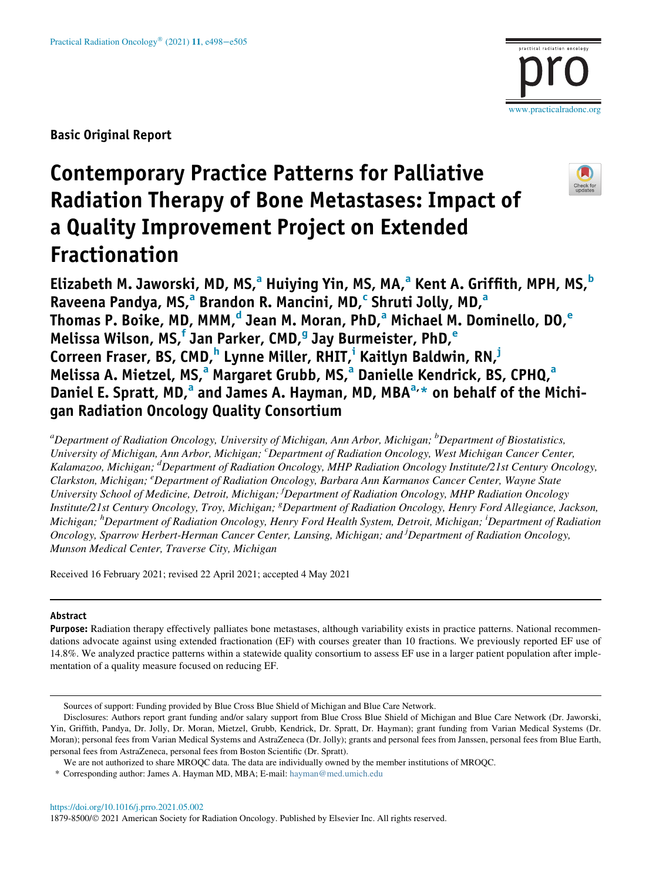Basic Original Report

# Contemporary Practice Patterns for Palliative Radiation Therapy of Bone Metastases: Impact of a Quality Improvement Project on Extended Fractionation

**Elizabeth M. Jaworski, MD, MS,[a] Huiying Yin, MS, MA,[a] Kent A. Griffith, MPH, MS,[b] Raveena Pandya, MS,[a] Brandon R. Mancini, MD,[c] Shruti Jolly, MD,[a] Thomas P. Boike, MD, MMM,[d] Jean M. Moran, PhD,[a] Michael M. Dominello, DO,[e] Melissa Wilson, MS,[f] Jan Parker, CMD,[g] Jay Burmeister, PhD,[e] Correen Fraser, BS, CMD,[h] Lynne Miller, RHIT,[i] Kaitlyn Baldwin, RN,[j] Melissa A. Mietzel, MS,[a] Margaret Grubb, MS,[a] Danielle Kendrick, BS, CPHQ,[a] Daniel E. Spratt, MD,[a] and James A. Hayman, MD, MBA[a,*] on behalf of the Michigan Radiation Oncology Quality Consortium**

[a]*Department of Radiation Oncology, University of Michigan, Ann Arbor, Michigan;* [b]*Department of Biostatistics, University of Michigan, Ann Arbor, Michigan;* [c]*Department of Radiation Oncology, West Michigan Cancer Center, Kalamazoo, Michigan;* [d]*Department of Radiation Oncology, MHP Radiation Oncology Institute/21st Century Oncology, Clarkston, Michigan;* [e]*Department of Radiation Oncology, Barbara Ann Karmanos Cancer Center, Wayne State University School of Medicine, Detroit, Michigan;* [f]*Department of Radiation Oncology, MHP Radiation Oncology Institute/21st Century Oncology, Troy, Michigan;* [g]*Department of Radiation Oncology, Henry Ford Allegiance, Jackson, Michigan;* [h]*Department of Radiation Oncology, Henry Ford Health System, Detroit, Michigan;* [i]*Department of Radiation Oncology, Sparrow Herbert-Herman Cancer Center, Lansing, Michigan; and* [j]*Department of Radiation Oncology, Munson Medical Center, Traverse City, Michigan*

Received 16 February 2021; revised 22 April 2021; accepted 4 May 2021

## Abstract

**Purpose:** Radiation therapy effectively palliates bone metastases, although variability exists in practice patterns. National recommendations advocate against using extended fractionation (EF) with courses greater than 10 fractions. We previously reported EF use of 14.8%. We analyzed practice patterns within a statewide quality consortium to assess EF use in a larger patient population after implementation of a quality measure focused on reducing EF.

---

Sources of support: Funding provided by Blue Cross Blue Shield of Michigan and Blue Care Network.

Disclosures: Authors report grant funding and/or salary support from Blue Cross Blue Shield of Michigan and Blue Care Network (Dr. Jaworski, Yin, Griffith, Pandya, Dr. Jolly, Dr. Moran, Mietzel, Grubb, Kendrick, Dr. Spratt, Dr. Hayman); grant funding from Varian Medical Systems (Dr. Moran); personal fees from Varian Medical Systems and AstraZeneca (Dr. Jolly); grants and personal fees from Janssen, personal fees from Blue Earth, personal fees from AstraZeneca, personal fees from Boston Scientific (Dr. Spratt).

We are not authorized to share MROQC data. The data are individually owned by the member institutions of MROQC.

\* Corresponding author: James A. Hayman MD, MBA; E-mail: hayman@med.umich.edu

https://doi.org/10.1016/j.prro.2021.05.002

1879-8500/© 2021 American Society for Radiation Oncology. Published by Elsevier Inc. All rights reserved.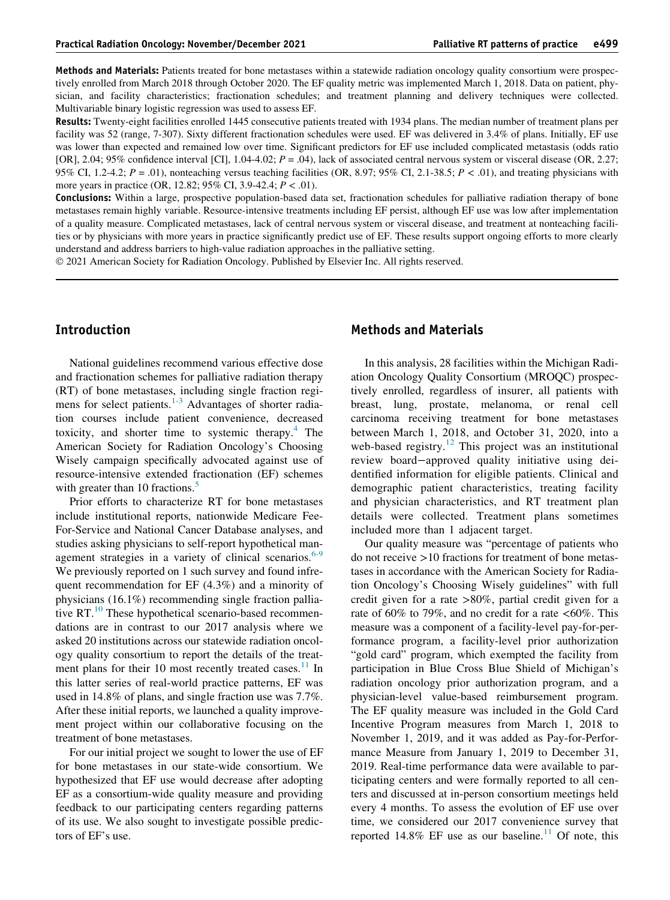**Methods and Materials:** Patients treated for bone metastases within a statewide radiation oncology quality consortium were prospectively enrolled from March 2018 through October 2020. The EF quality metric was implemented March 1, 2018. Data on patient, physician, and facility characteristics; fractionation schedules; and treatment planning and delivery techniques were collected. Multivariable binary logistic regression was used to assess EF.

**Results:** Twenty-eight facilities enrolled 1445 consecutive patients treated with 1934 plans. The median number of treatment plans per facility was 52 (range, 7-307). Sixty different fractionation schedules were used. EF was delivered in 3.4% of plans. Initially, EF use was lower than expected and remained low over time. Significant predictors for EF use included complicated metastasis (odds ratio [OR], 2.04; 95% confidence interval [CI], 1.04-4.02; $P = .04$), lack of associated central nervous system or visceral disease (OR, 2.27; 95% CI, 1.2-4.2; $P = .01$), nonteaching versus teaching facilities (OR, 8.97; 95% CI, 2.1-38.5; $P < .01$), and treating physicians with more years in practice (OR, 12.82; 95% CI, 3.9-42.4; $P < .01$).

**Conclusions:** Within a large, prospective population-based data set, fractionation schedules for palliative radiation therapy of bone metastases remain highly variable. Resource-intensive treatments including EF persist, although EF use was low after implementation of a quality measure. Complicated metastases, lack of central nervous system or visceral disease, and treatment at nonteaching facilities or by physicians with more years in practice significantly predict use of EF. These results support ongoing efforts to more clearly understand and address barriers to high-value radiation approaches in the palliative setting.

© 2021 American Society for Radiation Oncology. Published by Elsevier Inc. All rights reserved.

## Introduction

National guidelines recommend various effective dose and fractionation schemes for palliative radiation therapy (RT) of bone metastases, including single fraction regimens for select patients.[1-3] Advantages of shorter radiation courses include patient convenience, decreased toxicity, and shorter time to systemic therapy.[4] The American Society for Radiation Oncology's Choosing Wisely campaign specifically advocated against use of resource-intensive extended fractionation (EF) schemes with greater than 10 fractions.[5]

Prior efforts to characterize RT for bone metastases include institutional reports, nationwide Medicare Fee-For-Service and National Cancer Database analyses, and studies asking physicians to self-report hypothetical management strategies in a variety of clinical scenarios.[6-9] We previously reported on 1 such survey and found infrequent recommendation for EF (4.3%) and a minority of physicians (16.1%) recommending single fraction palliative RT.[10] These hypothetical scenario-based recommendations are in contrast to our 2017 analysis where we asked 20 institutions across our statewide radiation oncology quality consortium to report the details of the treatment plans for their 10 most recently treated cases.[11] In this latter series of real-world practice patterns, EF was used in 14.8% of plans, and single fraction use was 7.7%. After these initial reports, we launched a quality improvement project within our collaborative focusing on the treatment of bone metastases.

For our initial project we sought to lower the use of EF for bone metastases in our state-wide consortium. We hypothesized that EF use would decrease after adopting EF as a consortium-wide quality measure and providing feedback to our participating centers regarding patterns of its use. We also sought to investigate possible predictors of EF's use.

## Methods and Materials

In this analysis, 28 facilities within the Michigan Radiation Oncology Quality Consortium (MROQC) prospectively enrolled, regardless of insurer, all patients with breast, lung, prostate, melanoma, or renal cell carcinoma receiving treatment for bone metastases between March 1, 2018, and October 31, 2020, into a web-based registry.[12] This project was an institutional review board−approved quality initiative using deidentified information for eligible patients. Clinical and demographic patient characteristics, treating facility and physician characteristics, and RT treatment plan details were collected. Treatment plans sometimes included more than 1 adjacent target.

Our quality measure was "percentage of patients who do not receive >10 fractions for treatment of bone metastases in accordance with the American Society for Radiation Oncology's Choosing Wisely guidelines" with full credit given for a rate >80%, partial credit given for a rate of 60% to 79%, and no credit for a rate <60%. This measure was a component of a facility-level pay-for-performance program, a facility-level prior authorization "gold card" program, which exempted the facility from participation in Blue Cross Blue Shield of Michigan's radiation oncology prior authorization program, and a physician-level value-based reimbursement program. The EF quality measure was included in the Gold Card Incentive Program measures from March 1, 2018 to November 1, 2019, and it was added as Pay-for-Performance Measure from January 1, 2019 to December 31, 2019. Real-time performance data were available to participating centers and were formally reported to all centers and discussed at in-person consortium meetings held every 4 months. To assess the evolution of EF use over time, we considered our 2017 convenience survey that reported 14.8% EF use as our baseline.[11] Of note, this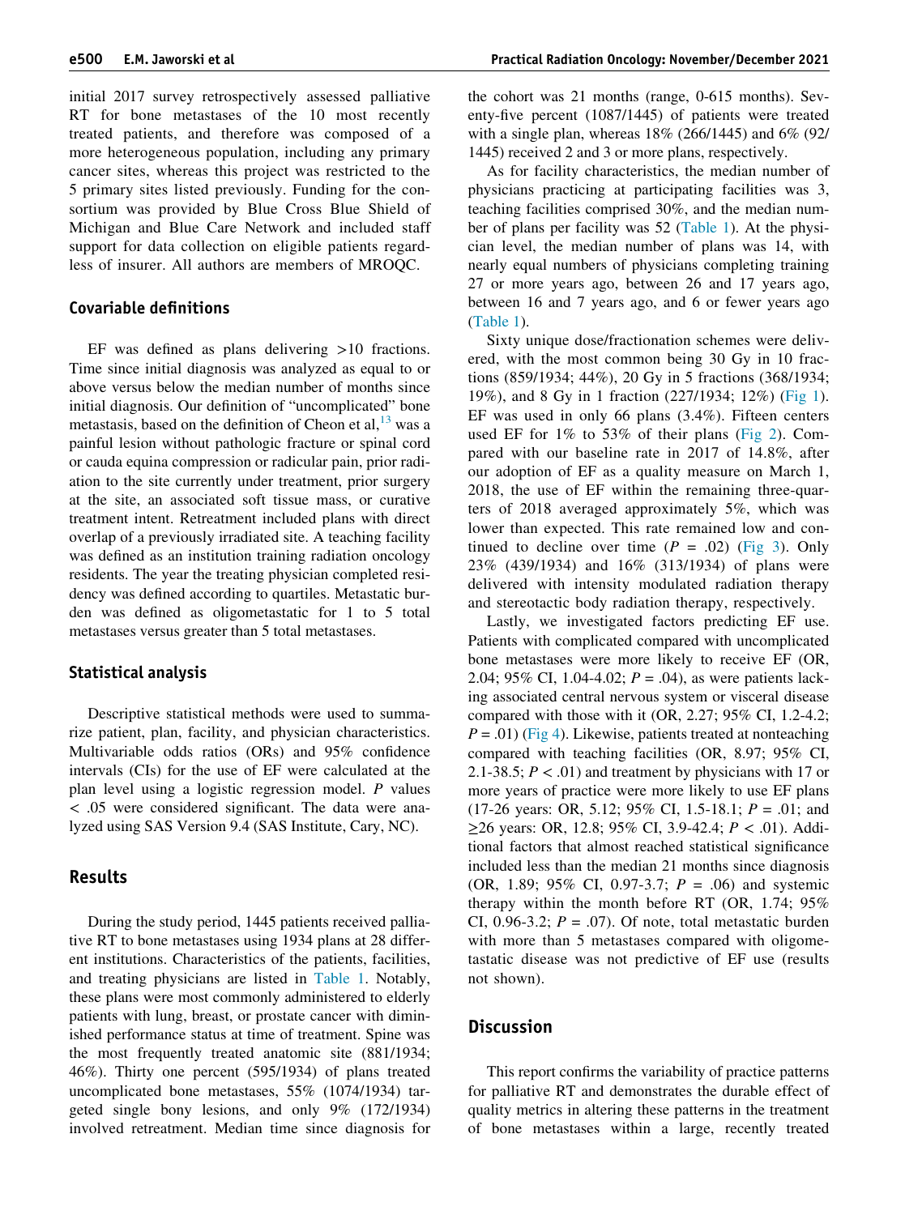initial 2017 survey retrospectively assessed palliative RT for bone metastases of the 10 most recently treated patients, and therefore was composed of a more heterogeneous population, including any primary cancer sites, whereas this project was restricted to the 5 primary sites listed previously. Funding for the consortium was provided by Blue Cross Blue Shield of Michigan and Blue Care Network and included staff support for data collection on eligible patients regardless of insurer. All authors are members of MROQC.

## Covariable definitions

EF was defined as plans delivering >10 fractions. Time since initial diagnosis was analyzed as equal to or above versus below the median number of months since initial diagnosis. Our definition of "uncomplicated" bone metastasis, based on the definition of Cheon et al,[13] was a painful lesion without pathologic fracture or spinal cord or cauda equina compression or radicular pain, prior radiation to the site currently under treatment, prior surgery at the site, an associated soft tissue mass, or curative treatment intent. Retreatment included plans with direct overlap of a previously irradiated site. A teaching facility was defined as an institution training radiation oncology residents. The year the treating physician completed residency was defined according to quartiles. Metastatic burden was defined as oligometastatic for 1 to 5 total metastases versus greater than 5 total metastases.

## Statistical analysis

Descriptive statistical methods were used to summarize patient, plan, facility, and physician characteristics. Multivariable odds ratios (ORs) and 95% confidence intervals (CIs) for the use of EF were calculated at the plan level using a logistic regression model. $P$ values $< .05$ were considered significant. The data were analyzed using SAS Version 9.4 (SAS Institute, Cary, NC).

## Results

During the study period, 1445 patients received palliative RT to bone metastases using 1934 plans at 28 different institutions. Characteristics of the patients, facilities, and treating physicians are listed in Table 1. Notably, these plans were most commonly administered to elderly patients with lung, breast, or prostate cancer with diminished performance status at time of treatment. Spine was the most frequently treated anatomic site (881/1934; 46%). Thirty one percent (595/1934) of plans treated uncomplicated bone metastases, 55% (1074/1934) targeted single bony lesions, and only 9% (172/1934) involved retreatment. Median time since diagnosis for the cohort was 21 months (range, 0-615 months). Seventy-five percent (1087/1445) of patients were treated with a single plan, whereas 18% (266/1445) and 6% (92/1445) received 2 and 3 or more plans, respectively.

As for facility characteristics, the median number of physicians practicing at participating facilities was 3, teaching facilities comprised 30%, and the median number of plans per facility was 52 (Table 1). At the physician level, the median number of plans was 14, with nearly equal numbers of physicians completing training 27 or more years ago, between 26 and 17 years ago, between 16 and 7 years ago, and 6 or fewer years ago (Table 1).

Sixty unique dose/fractionation schemes were delivered, with the most common being 30 Gy in 10 fractions (859/1934; 44%), 20 Gy in 5 fractions (368/1934; 19%), and 8 Gy in 1 fraction (227/1934; 12%) (Fig 1). EF was used in only 66 plans (3.4%). Fifteen centers used EF for 1% to 53% of their plans (Fig 2). Compared with our baseline rate in 2017 of 14.8%, after our adoption of EF as a quality measure on March 1, 2018, the use of EF within the remaining three-quarters of 2018 averaged approximately 5%, which was lower than expected. This rate remained low and continued to decline over time ($P$ = .02) (Fig 3). Only 23% (439/1934) and 16% (313/1934) of plans were delivered with intensity modulated radiation therapy and stereotactic body radiation therapy, respectively.

Lastly, we investigated factors predicting EF use. Patients with complicated compared with uncomplicated bone metastases were more likely to receive EF (OR, 2.04; 95% CI, 1.04-4.02; $P$ = .04), as were patients lacking associated central nervous system or visceral disease compared with those with it (OR, 2.27; 95% CI, 1.2-4.2; $P$ = .01) (Fig 4). Likewise, patients treated at nonteaching compared with teaching facilities (OR, 8.97; 95% CI, 2.1-38.5; $P < .01$) and treatment by physicians with 17 or more years of practice were more likely to use EF plans (17-26 years: OR, 5.12; 95% CI, 1.5-18.1; $P$ = .01; and ≥26 years: OR, 12.8; 95% CI, 3.9-42.4; $P < .01$). Additional factors that almost reached statistical significance included less than the median 21 months since diagnosis (OR, 1.89; 95% CI, 0.97-3.7; $P$ = .06) and systemic therapy within the month before RT (OR, 1.74; 95% CI, 0.96-3.2; $P$ = .07). Of note, total metastatic burden with more than 5 metastases compared with oligometastatic disease was not predictive of EF use (results not shown).

## Discussion

This report confirms the variability of practice patterns for palliative RT and demonstrates the durable effect of quality metrics in altering these patterns in the treatment of bone metastases within a large, recently treated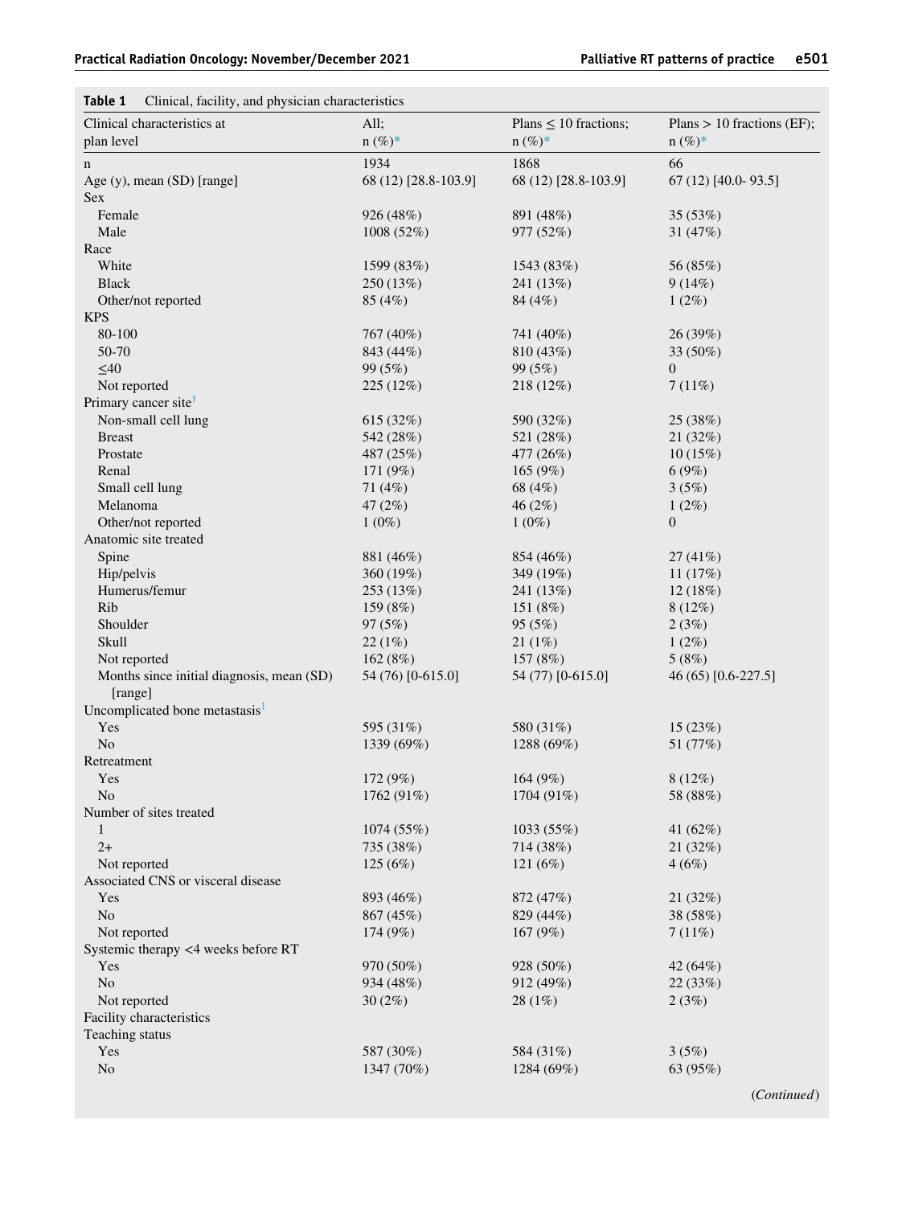**Table 1** Clinical, facility, and physician characteristics

| Clinical characteristics at plan level | All; n (%)* | Plans ≤ 10 fractions; n (%)* | Plans > 10 fractions (EF); n (%)* |
|---|---|---|---|
| n | 1934 | 1868 | 66 |
| Age (y), mean (SD) [range] | 68 (12) [28.8-103.9] | 68 (12) [28.8-103.9] | 67 (12) [40.0- 93.5] |
| Sex | | | |
| Female | 926 (48%) | 891 (48%) | 35 (53%) |
| Male | 1008 (52%) | 977 (52%) | 31 (47%) |
| Race | | | |
| White | 1599 (83%) | 1543 (83%) | 56 (85%) |
| Black | 250 (13%) | 241 (13%) | 9 (14%) |
| Other/not reported | 85 (4%) | 84 (4%) | 1 (2%) |
| KPS | | | |
| 80-100 | 767 (40%) | 741 (40%) | 26 (39%) |
| 50-70 | 843 (44%) | 810 (43%) | 33 (50%) |
| ≤40 | 99 (5%) | 99 (5%) | 0 |
| Not reported | 225 (12%) | 218 (12%) | 7 (11%) |
| Primary cancer site[†] | | | |
| Non-small cell lung | 615 (32%) | 590 (32%) | 25 (38%) |
| Breast | 542 (28%) | 521 (28%) | 21 (32%) |
| Prostate | 487 (25%) | 477 (26%) | 10 (15%) |
| Renal | 171 (9%) | 165 (9%) | 6 (9%) |
| Small cell lung | 71 (4%) | 68 (4%) | 3 (5%) |
| Melanoma | 47 (2%) | 46 (2%) | 1 (2%) |
| Other/not reported | 1 (0%) | 1 (0%) | 0 |
| Anatomic site treated | | | |
| Spine | 881 (46%) | 854 (46%) | 27 (41%) |
| Hip/pelvis | 360 (19%) | 349 (19%) | 11 (17%) |
| Humerus/femur | 253 (13%) | 241 (13%) | 12 (18%) |
| Rib | 159 (8%) | 151 (8%) | 8 (12%) |
| Shoulder | 97 (5%) | 95 (5%) | 2 (3%) |
| Skull | 22 (1%) | 21 (1%) | 1 (2%) |
| Not reported | 162 (8%) | 157 (8%) | 5 (8%) |
| Months since initial diagnosis, mean (SD) [range] | 54 (76) [0-615.0] | 54 (77) [0-615.0] | 46 (65) [0.6-227.5] |
| Uncomplicated bone metastasis[‡] | | | |
| Yes | 595 (31%) | 580 (31%) | 15 (23%) |
| No | 1339 (69%) | 1288 (69%) | 51 (77%) |
| Retreatment | | | |
| Yes | 172 (9%) | 164 (9%) | 8 (12%) |
| No | 1762 (91%) | 1704 (91%) | 58 (88%) |
| Number of sites treated | | | |
| 1 | 1074 (55%) | 1033 (55%) | 41 (62%) |
| 2+ | 735 (38%) | 714 (38%) | 21 (32%) |
| Not reported | 125 (6%) | 121 (6%) | 4 (6%) |
| Associated CNS or visceral disease | | | |
| Yes | 893 (46%) | 872 (47%) | 21 (32%) |
| No | 867 (45%) | 829 (44%) | 38 (58%) |
| Not reported | 174 (9%) | 167 (9%) | 7 (11%) |
| Systemic therapy <4 weeks before RT | | | |
| Yes | 970 (50%) | 928 (50%) | 42 (64%) |
| No | 934 (48%) | 912 (49%) | 22 (33%) |
| Not reported | 30 (2%) | 28 (1%) | 2 (3%) |
| Facility characteristics | | | |
| Teaching status | | | |
| Yes | 587 (30%) | 584 (31%) | 3 (5%) |
| No | 1347 (70%) | 1284 (69%) | 63 (95%) |

(*Continued*)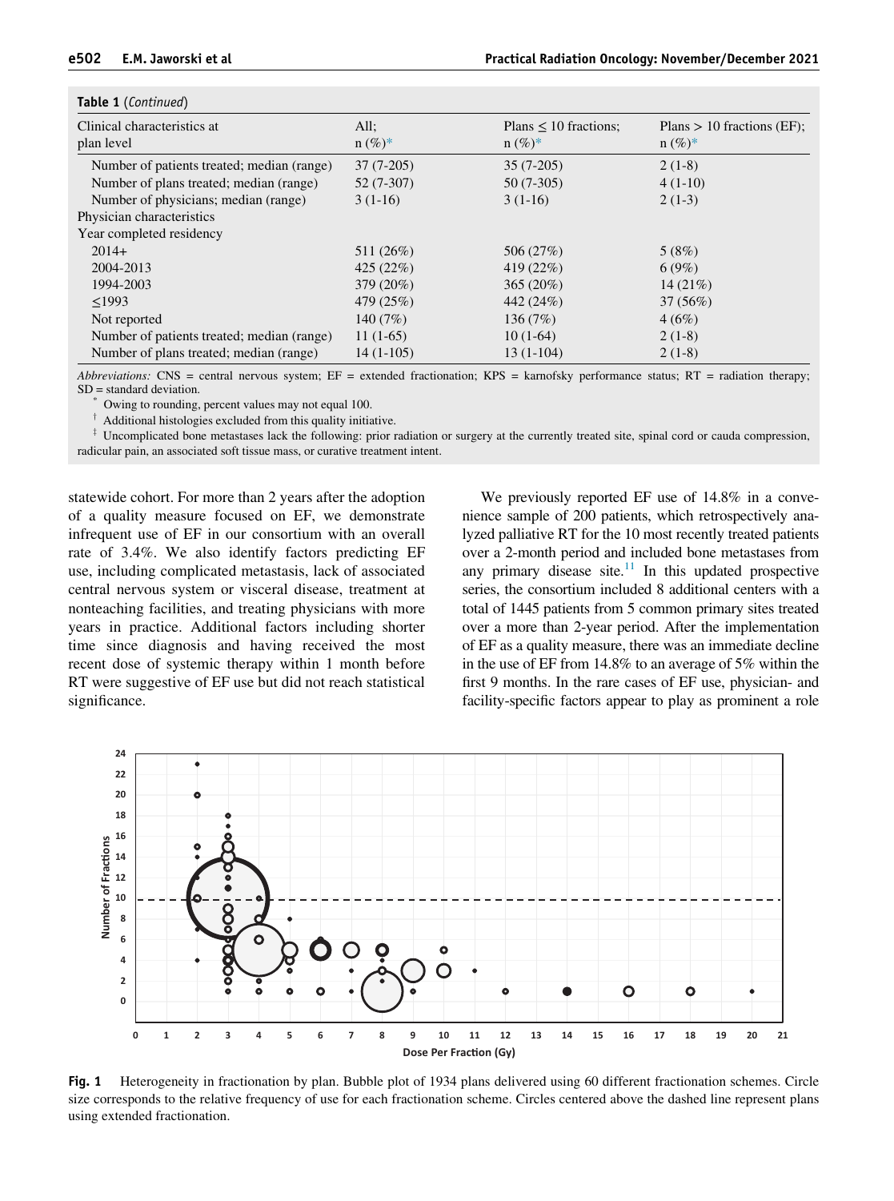**Table 1** (*Continued*)

| Clinical characteristics at plan level | All; n (%)* | Plans ≤ 10 fractions; n (%)* | Plans > 10 fractions (EF); n (%)* |
|---|---|---|---|
| Number of patients treated; median (range) | 37 (7-205) | 35 (7-205) | 2 (1-8) |
| Number of plans treated; median (range) | 52 (7-307) | 50 (7-305) | 4 (1-10) |
| Number of physicians; median (range) | 3 (1-16) | 3 (1-16) | 2 (1-3) |
| Physician characteristics | | | |
| Year completed residency | | | |
| 2014+ | 511 (26%) | 506 (27%) | 5 (8%) |
| 2004-2013 | 425 (22%) | 419 (22%) | 6 (9%) |
| 1994-2003 | 379 (20%) | 365 (20%) | 14 (21%) |
| ≤1993 | 479 (25%) | 442 (24%) | 37 (56%) |
| Not reported | 140 (7%) | 136 (7%) | 4 (6%) |
| Number of patients treated; median (range) | 11 (1-65) | 10 (1-64) | 2 (1-8) |
| Number of plans treated; median (range) | 14 (1-105) | 13 (1-104) | 2 (1-8) |

*Abbreviations:* CNS = central nervous system; EF = extended fractionation; KPS = karnofsky performance status; RT = radiation therapy; SD = standard deviation.

\* Owing to rounding, percent values may not equal 100.

† Additional histologies excluded from this quality initiative.

‡ Uncomplicated bone metastases lack the following: prior radiation or surgery at the currently treated site, spinal cord or cauda compression, radicular pain, an associated soft tissue mass, or curative treatment intent.

statewide cohort. For more than 2 years after the adoption of a quality measure focused on EF, we demonstrate infrequent use of EF in our consortium with an overall rate of 3.4%. We also identify factors predicting EF use, including complicated metastasis, lack of associated central nervous system or visceral disease, treatment at nonteaching facilities, and treating physicians with more years in practice. Additional factors including shorter time since diagnosis and having received the most recent dose of systemic therapy within 1 month before RT were suggestive of EF use but did not reach statistical significance.

We previously reported EF use of 14.8% in a convenience sample of 200 patients, which retrospectively analyzed palliative RT for the 10 most recently treated patients over a 2-month period and included bone metastases from any primary disease site.[11] In this updated prospective series, the consortium included 8 additional centers with a total of 1445 patients from 5 common primary sites treated over a more than 2-year period. After the implementation of EF as a quality measure, there was an immediate decline in the use of EF from 14.8% to an average of 5% within the first 9 months. In the rare cases of EF use, physician- and facility-specific factors appear to play as prominent a role

**Fig. 1** Heterogeneity in fractionation by plan. Bubble plot of 1934 plans delivered using 60 different fractionation schemes. Circle size corresponds to the relative frequency of use for each fractionation scheme. Circles centered above the dashed line represent plans using extended fractionation.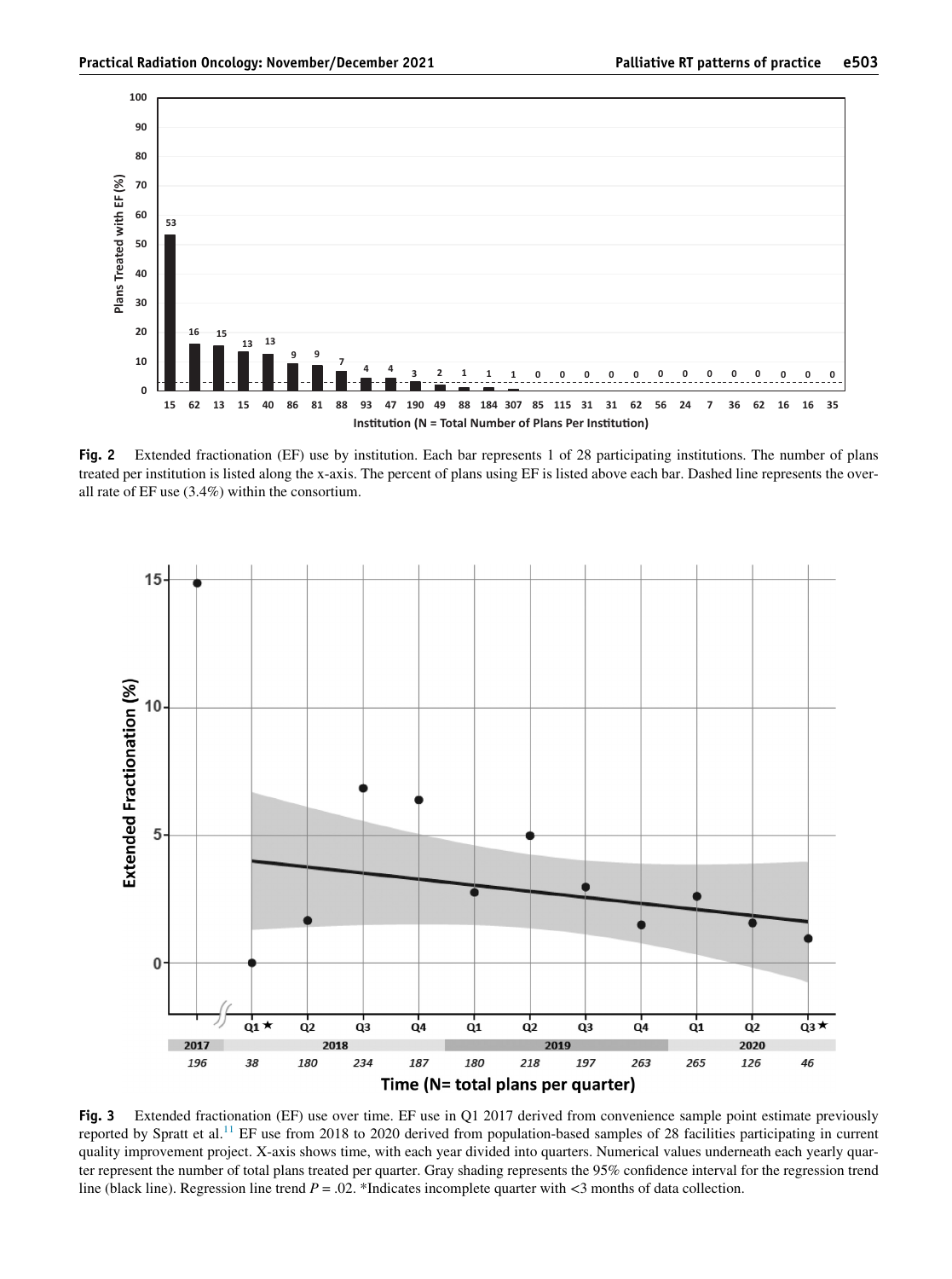**Fig. 2** Extended fractionation (EF) use by institution. Each bar represents 1 of 28 participating institutions. The number of plans treated per institution is listed along the x-axis. The percent of plans using EF is listed above each bar. Dashed line represents the overall rate of EF use (3.4%) within the consortium.

**Fig. 3** Extended fractionation (EF) use over time. EF use in Q1 2017 derived from convenience sample point estimate previously reported by Spratt et al.[11] EF use from 2018 to 2020 derived from population-based samples of 28 facilities participating in current quality improvement project. X-axis shows time, with each year divided into quarters. Numerical values underneath each yearly quarter represent the number of total plans treated per quarter. Gray shading represents the 95% confidence interval for the regression trend line (black line). Regression line trend $P = .02$. *Indicates incomplete quarter with <3 months of data collection.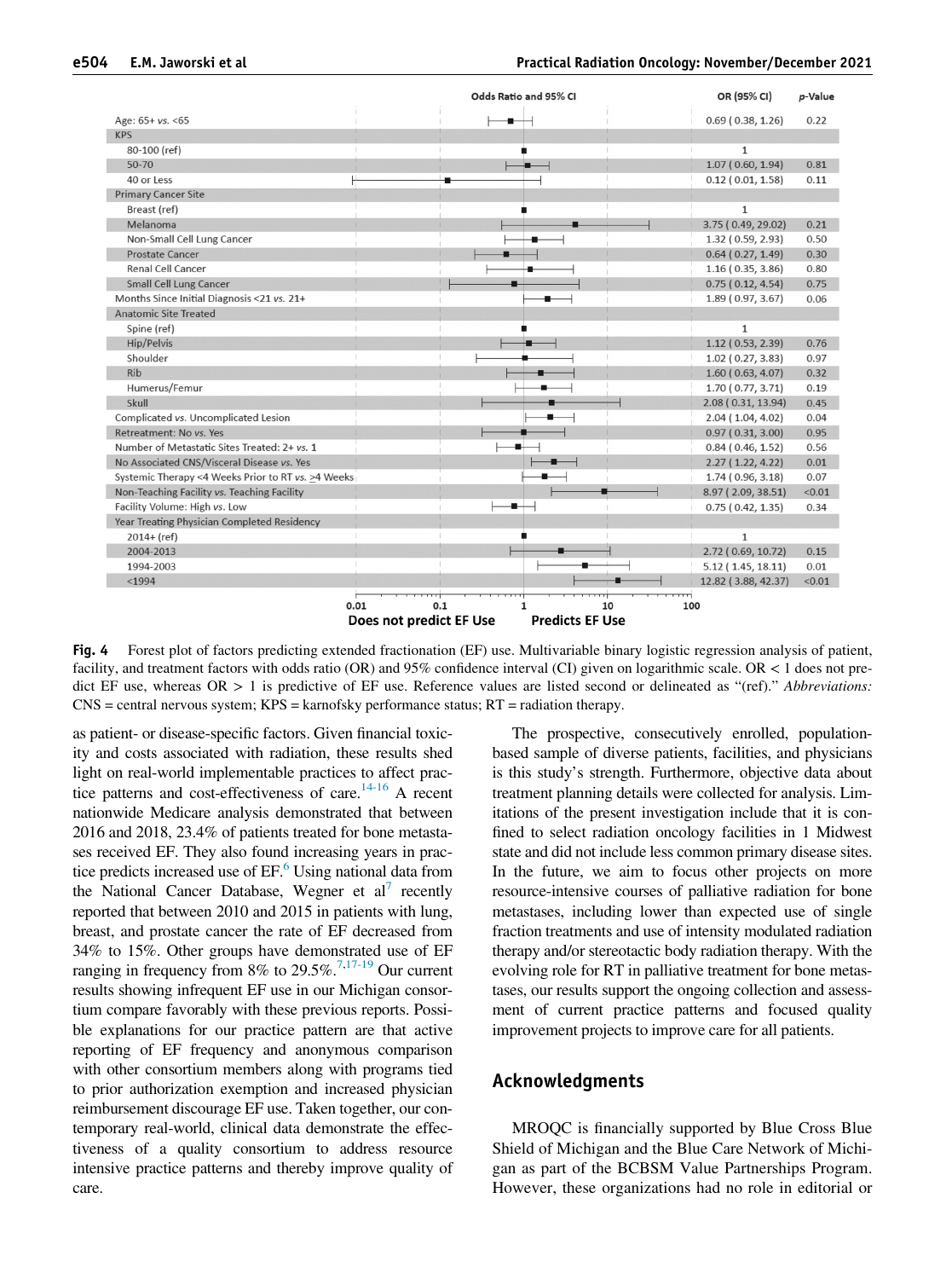| | Odds Ratio and 95% CI | OR (95% CI) | *p*-Value |
|---|---|---|---|
| Age: 65+ *vs.* <65 | | 0.69 ( 0.38, 1.26) | 0.22 |
| KPS | | | |
| 80-100 (ref) | | 1 | |
| 50-70 | | 1.07 ( 0.60, 1.94) | 0.81 |
| 40 or Less | | 0.12 ( 0.01, 1.58) | 0.11 |
| Primary Cancer Site | | | |
| Breast (ref) | | 1 | |
| Melanoma | | 3.75 ( 0.49, 29.02) | 0.21 |
| Non-Small Cell Lung Cancer | | 1.32 ( 0.59, 2.93) | 0.50 |
| Prostate Cancer | | 0.64 ( 0.27, 1.49) | 0.30 |
| Renal Cell Cancer | | 1.16 ( 0.35, 3.86) | 0.80 |
| Small Cell Lung Cancer | | 0.75 ( 0.12, 4.54) | 0.75 |
| Months Since Initial Diagnosis <21 *vs.* 21+ | | 1.89 ( 0.97, 3.67) | 0.06 |
| Anatomic Site Treated | | | |
| Spine (ref) | | 1 | |
| Hip/Pelvis | | 1.12 ( 0.53, 2.39) | 0.76 |
| Shoulder | | 1.02 ( 0.27, 3.83) | 0.97 |
| Rib | | 1.60 ( 0.63, 4.07) | 0.32 |
| Humerus/Femur | | 1.70 ( 0.77, 3.71) | 0.19 |
| Skull | | 2.08 ( 0.31, 13.94) | 0.45 |
| Complicated *vs.* Uncomplicated Lesion | | 2.04 ( 1.04, 4.02) | 0.04 |
| Retreatment: No *vs.* Yes | | 0.97 ( 0.31, 3.00) | 0.95 |
| Number of Metastatic Sites Treated: 2+ *vs.* 1 | | 0.84 ( 0.46, 1.52) | 0.56 |
| No Associated CNS/Visceral Disease *vs.* Yes | | 2.27 ( 1.22, 4.22) | 0.01 |
| Systemic Therapy <4 Weeks Prior to RT *vs.* ≥4 Weeks | | 1.74 ( 0.96, 3.18) | 0.07 |
| Non-Teaching Facility *vs.* Teaching Facility | | 8.97 ( 2.09, 38.51) | <0.01 |
| Facility Volume: High *vs.* Low | | 0.75 ( 0.42, 1.35) | 0.34 |
| Year Treating Physician Completed Residency | | | |
| 2014+ (ref) | | 1 | |
| 2004-2013 | | 2.72 ( 0.69, 10.72) | 0.15 |
| 1994-2003 | | 5.12 ( 1.45, 18.11) | 0.01 |
| <1994 | | 12.82 ( 3.88, 42.37) | <0.01 |

Axis: 0.01, 0.1, 1, 10, 100 — **Does not predict EF Use** | **Predicts EF Use**

**Fig. 4** Forest plot of factors predicting extended fractionation (EF) use. Multivariable binary logistic regression analysis of patient, facility, and treatment factors with odds ratio (OR) and 95% confidence interval (CI) given on logarithmic scale. OR < 1 does not predict EF use, whereas OR > 1 is predictive of EF use. Reference values are listed second or delineated as "(ref)." *Abbreviations:* CNS = central nervous system; KPS = karnofsky performance status; RT = radiation therapy.

as patient- or disease-specific factors. Given financial toxicity and costs associated with radiation, these results shed light on real-world implementable practices to affect practice patterns and cost-effectiveness of care.[14-16] A recent nationwide Medicare analysis demonstrated that between 2016 and 2018, 23.4% of patients treated for bone metastases received EF. They also found increasing years in practice predicts increased use of EF.[6] Using national data from the National Cancer Database, Wegner et al[7] recently reported that between 2010 and 2015 in patients with lung, breast, and prostate cancer the rate of EF decreased from 34% to 15%. Other groups have demonstrated use of EF ranging in frequency from 8% to 29.5%.[7,17-19] Our current results showing infrequent EF use in our Michigan consortium compare favorably with these previous reports. Possible explanations for our practice pattern are that active reporting of EF frequency and anonymous comparison with other consortium members along with programs tied to prior authorization exemption and increased physician reimbursement discourage EF use. Taken together, our contemporary real-world, clinical data demonstrate the effectiveness of a quality consortium to address resource intensive practice patterns and thereby improve quality of care.

The prospective, consecutively enrolled, population-based sample of diverse patients, facilities, and physicians is this study's strength. Furthermore, objective data about treatment planning details were collected for analysis. Limitations of the present investigation include that it is confined to select radiation oncology facilities in 1 Midwest state and did not include less common primary disease sites. In the future, we aim to focus other projects on more resource-intensive courses of palliative radiation for bone metastases, including lower than expected use of single fraction treatments and use of intensity modulated radiation therapy and/or stereotactic body radiation therapy. With the evolving role for RT in palliative treatment for bone metastases, our results support the ongoing collection and assessment of current practice patterns and focused quality improvement projects to improve care for all patients.

## Acknowledgments

MROQC is financially supported by Blue Cross Blue Shield of Michigan and the Blue Care Network of Michigan as part of the BCBSM Value Partnerships Program. However, these organizations had no role in editorial or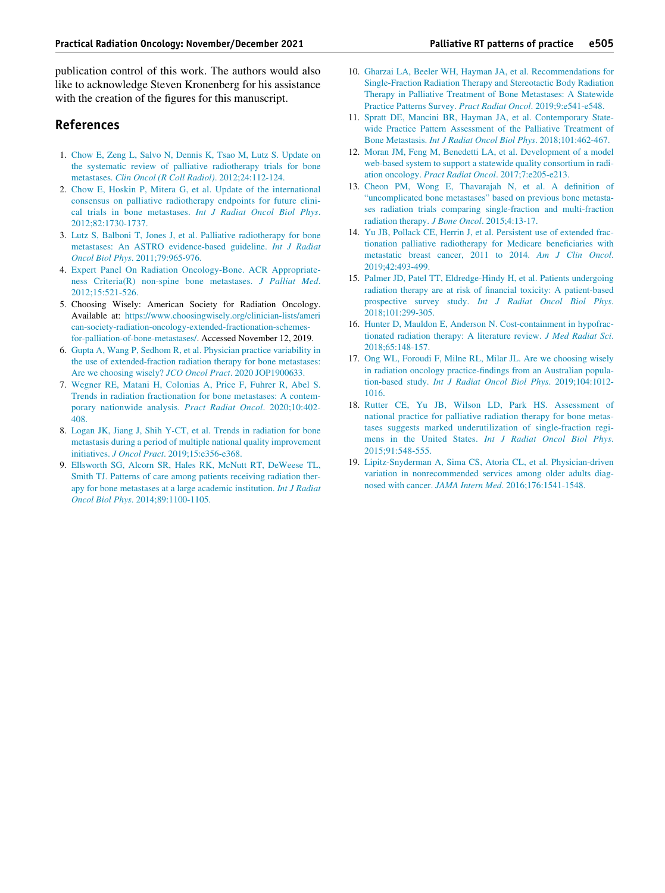publication control of this work. The authors would also like to acknowledge Steven Kronenberg for his assistance with the creation of the figures for this manuscript.

## References

1. Chow E, Zeng L, Salvo N, Dennis K, Tsao M, Lutz S. Update on the systematic review of palliative radiotherapy trials for bone metastases. *Clin Oncol (R Coll Radiol)*. 2012;24:112-124.
2. Chow E, Hoskin P, Mitera G, et al. Update of the international consensus on palliative radiotherapy endpoints for future clinical trials in bone metastases. *Int J Radiat Oncol Biol Phys*. 2012;82:1730-1737.
3. Lutz S, Balboni T, Jones J, et al. Palliative radiotherapy for bone metastases: An ASTRO evidence-based guideline. *Int J Radiat Oncol Biol Phys*. 2011;79:965-976.
4. Expert Panel On Radiation Oncology-Bone. ACR Appropriateness Criteria(R) non-spine bone metastases. *J Palliat Med*. 2012;15:521-526.
5. Choosing Wisely: American Society for Radiation Oncology. Available at: https://www.choosingwisely.org/clinician-lists/american-society-radiation-oncology-extended-fractionation-schemes-for-palliation-of-bone-metastases/. Accessed November 12, 2019.
6. Gupta A, Wang P, Sedhom R, et al. Physician practice variability in the use of extended-fraction radiation therapy for bone metastases: Are we choosing wisely? *JCO Oncol Pract*. 2020 JOP1900633.
7. Wegner RE, Matani H, Colonias A, Price F, Fuhrer R, Abel S. Trends in radiation fractionation for bone metastases: A contemporary nationwide analysis. *Pract Radiat Oncol*. 2020;10:402-408.
8. Logan JK, Jiang J, Shih Y-CT, et al. Trends in radiation for bone metastasis during a period of multiple national quality improvement initiatives. *J Oncol Pract*. 2019;15:e356-e368.
9. Ellsworth SG, Alcorn SR, Hales RK, McNutt RT, DeWeese TL, Smith TJ. Patterns of care among patients receiving radiation therapy for bone metastases at a large academic institution. *Int J Radiat Oncol Biol Phys*. 2014;89:1100-1105.
10. Gharzai LA, Beeler WH, Hayman JA, et al. Recommendations for Single-Fraction Radiation Therapy and Stereotactic Body Radiation Therapy in Palliative Treatment of Bone Metastases: A Statewide Practice Patterns Survey. *Pract Radiat Oncol*. 2019;9:e541-e548.
11. Spratt DE, Mancini BR, Hayman JA, et al. Contemporary Statewide Practice Pattern Assessment of the Palliative Treatment of Bone Metastasis. *Int J Radiat Oncol Biol Phys*. 2018;101:462-467.
12. Moran JM, Feng M, Benedetti LA, et al. Development of a model web-based system to support a statewide quality consortium in radiation oncology. *Pract Radiat Oncol*. 2017;7:e205-e213.
13. Cheon PM, Wong E, Thavarajah N, et al. A definition of "uncomplicated bone metastases" based on previous bone metastases radiation trials comparing single-fraction and multi-fraction radiation therapy. *J Bone Oncol*. 2015;4:13-17.
14. Yu JB, Pollack CE, Herrin J, et al. Persistent use of extended fractionation palliative radiotherapy for Medicare beneficiaries with metastatic breast cancer, 2011 to 2014. *Am J Clin Oncol*. 2019;42:493-499.
15. Palmer JD, Patel TT, Eldredge-Hindy H, et al. Patients undergoing radiation therapy are at risk of financial toxicity: A patient-based prospective survey study. *Int J Radiat Oncol Biol Phys*. 2018;101:299-305.
16. Hunter D, Mauldon E, Anderson N. Cost-containment in hypofractionated radiation therapy: A literature review. *J Med Radiat Sci*. 2018;65:148-157.
17. Ong WL, Foroudi F, Milne RL, Milar JL. Are we choosing wisely in radiation oncology practice-findings from an Australian population-based study. *Int J Radiat Oncol Biol Phys*. 2019;104:1012-1016.
18. Rutter CE, Yu JB, Wilson LD, Park HS. Assessment of national practice for palliative radiation therapy for bone metastases suggests marked underutilization of single-fraction regimens in the United States. *Int J Radiat Oncol Biol Phys*. 2015;91:548-555.
19. Lipitz-Snyderman A, Sima CS, Atoria CL, et al. Physician-driven variation in nonrecommended services among older adults diagnosed with cancer. *JAMA Intern Med*. 2016;176:1541-1548.